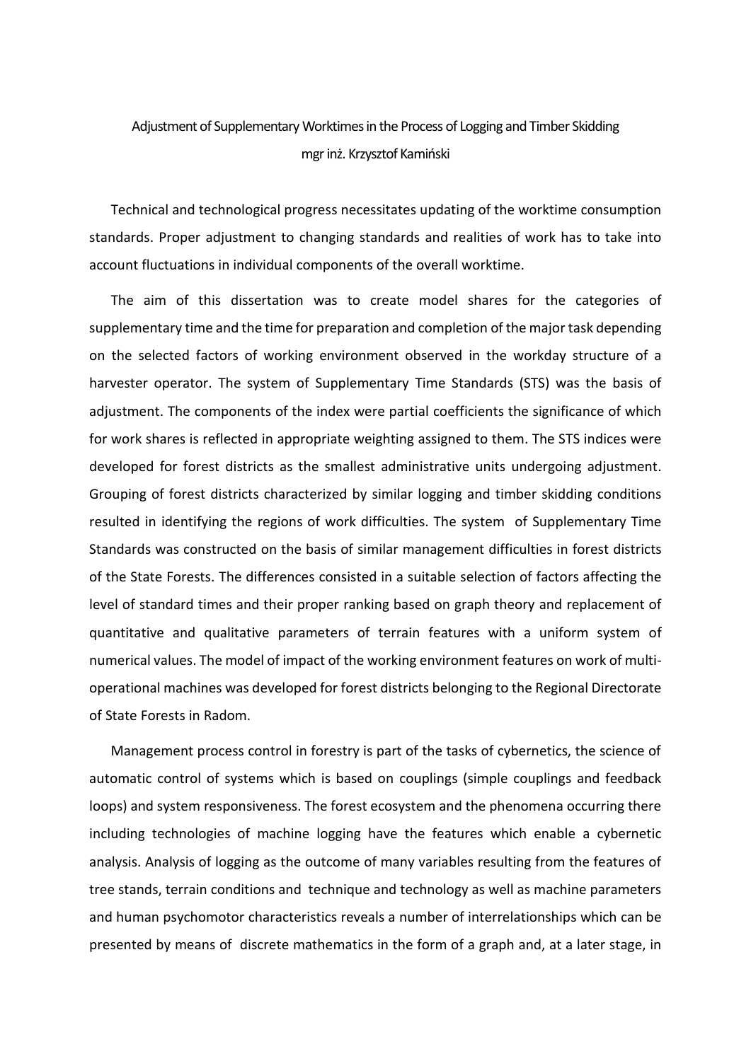# Adjustment of Supplementary Worktimes in the Process of Logging and Timber Skidding

mgr inż. Krzysztof Kamiński

Technical and technological progress necessitates updating of the worktime consumption standards. Proper adjustment to changing standards and realities of work has to take into account fluctuations in individual components of the overall worktime.

The aim of this dissertation was to create model shares for the categories of supplementary time and the time for preparation and completion of the major task depending on the selected factors of working environment observed in the workday structure of a harvester operator. The system of Supplementary Time Standards (STS) was the basis of adjustment. The components of the index were partial coefficients the significance of which for work shares is reflected in appropriate weighting assigned to them. The STS indices were developed for forest districts as the smallest administrative units undergoing adjustment. Grouping of forest districts characterized by similar logging and timber skidding conditions resulted in identifying the regions of work difficulties. The system of Supplementary Time Standards was constructed on the basis of similar management difficulties in forest districts of the State Forests. The differences consisted in a suitable selection of factors affecting the level of standard times and their proper ranking based on graph theory and replacement of quantitative and qualitative parameters of terrain features with a uniform system of numerical values. The model of impact of the working environment features on work of multi-operational machines was developed for forest districts belonging to the Regional Directorate of State Forests in Radom.

Management process control in forestry is part of the tasks of cybernetics, the science of automatic control of systems which is based on couplings (simple couplings and feedback loops) and system responsiveness. The forest ecosystem and the phenomena occurring there including technologies of machine logging have the features which enable a cybernetic analysis. Analysis of logging as the outcome of many variables resulting from the features of tree stands, terrain conditions and technique and technology as well as machine parameters and human psychomotor characteristics reveals a number of interrelationships which can be presented by means of discrete mathematics in the form of a graph and, at a later stage, in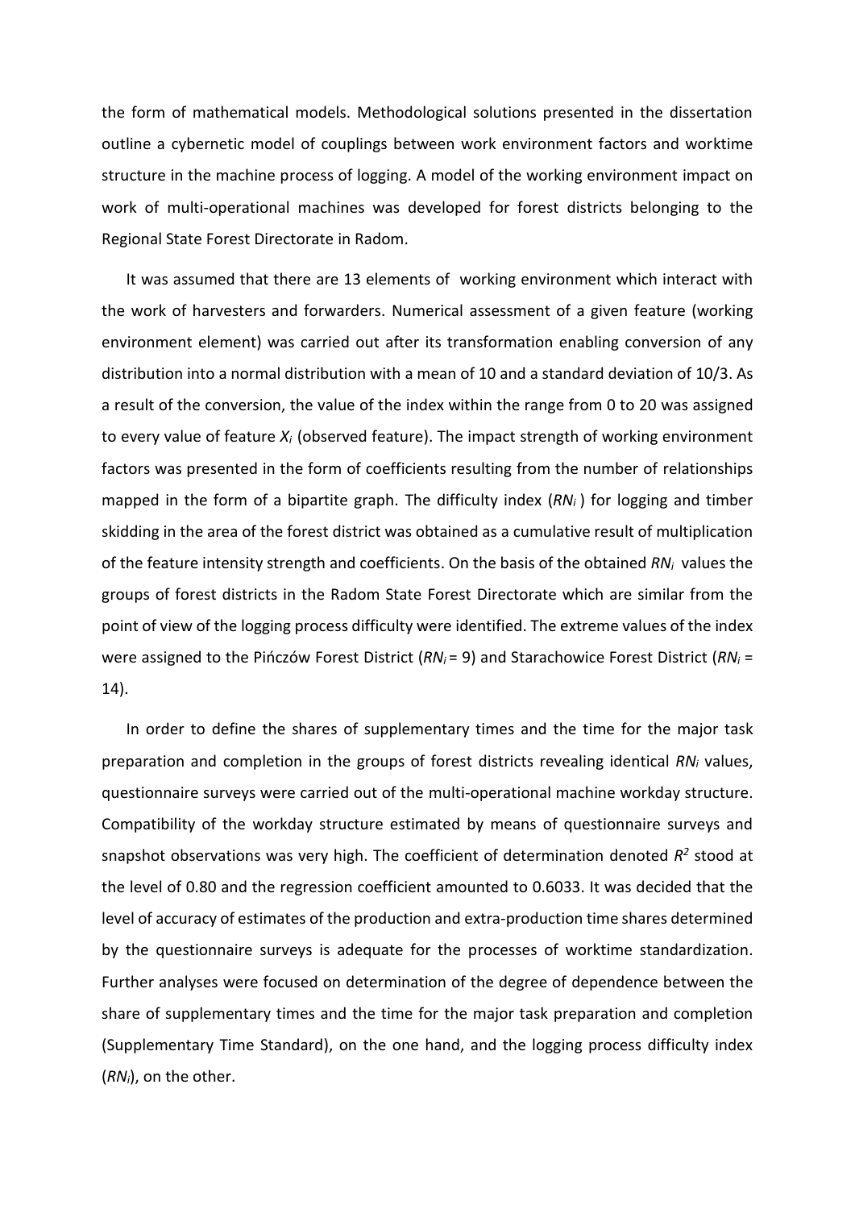the form of mathematical models. Methodological solutions presented in the dissertation outline a cybernetic model of couplings between work environment factors and worktime structure in the machine process of logging. A model of the working environment impact on work of multi-operational machines was developed for forest districts belonging to the Regional State Forest Directorate in Radom.

It was assumed that there are 13 elements of working environment which interact with the work of harvesters and forwarders. Numerical assessment of a given feature (working environment element) was carried out after its transformation enabling conversion of any distribution into a normal distribution with a mean of 10 and a standard deviation of 10/3. As a result of the conversion, the value of the index within the range from 0 to 20 was assigned to every value of feature $X_i$ (observed feature). The impact strength of working environment factors was presented in the form of coefficients resulting from the number of relationships mapped in the form of a bipartite graph. The difficulty index ($RN_i$) for logging and timber skidding in the area of the forest district was obtained as a cumulative result of multiplication of the feature intensity strength and coefficients. On the basis of the obtained $RN_i$ values the groups of forest districts in the Radom State Forest Directorate which are similar from the point of view of the logging process difficulty were identified. The extreme values of the index were assigned to the Pińczów Forest District ($RN_i = 9$) and Starachowice Forest District ($RN_i = 14$).

In order to define the shares of supplementary times and the time for the major task preparation and completion in the groups of forest districts revealing identical $RN_i$ values, questionnaire surveys were carried out of the multi-operational machine workday structure. Compatibility of the workday structure estimated by means of questionnaire surveys and snapshot observations was very high. The coefficient of determination denoted $R^2$ stood at the level of 0.80 and the regression coefficient amounted to 0.6033. It was decided that the level of accuracy of estimates of the production and extra-production time shares determined by the questionnaire surveys is adequate for the processes of worktime standardization. Further analyses were focused on determination of the degree of dependence between the share of supplementary times and the time for the major task preparation and completion (Supplementary Time Standard), on the one hand, and the logging process difficulty index ($RN_i$), on the other.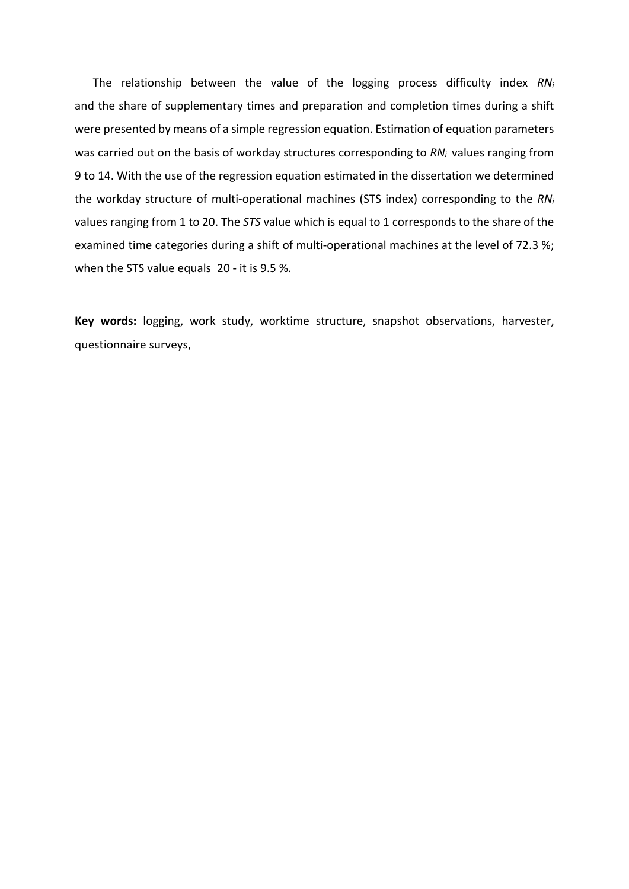The relationship between the value of the logging process difficulty index $RN_i$ and the share of supplementary times and preparation and completion times during a shift were presented by means of a simple regression equation. Estimation of equation parameters was carried out on the basis of workday structures corresponding to $RN_i$ values ranging from 9 to 14. With the use of the regression equation estimated in the dissertation we determined the workday structure of multi-operational machines (STS index) corresponding to the $RN_i$ values ranging from 1 to 20. The *STS* value which is equal to 1 corresponds to the share of the examined time categories during a shift of multi-operational machines at the level of 72.3 %; when the STS value equals 20 - it is 9.5 %.

**Key words:** logging, work study, worktime structure, snapshot observations, harvester, questionnaire surveys,